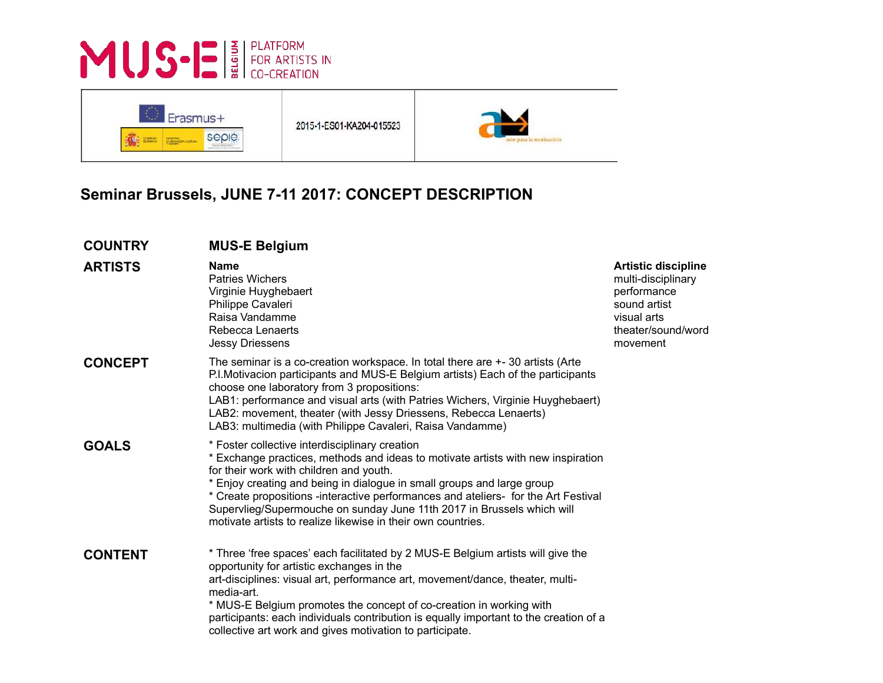MUS-E BELGIUM | PLATFORM FOR ARTISTS IN CO-CREATION

| | | |
|---|---|---|
| Erasmus+ sepie | 2015-1-ES01-KA204-015523 | arte para la motivación |

## Seminar Brussels, JUNE 7-11 2017: CONCEPT DESCRIPTION

**COUNTRY** **MUS-E Belgium**

**ARTISTS**

| **Name** | **Artistic discipline** |
|---|---|
| Patries Wichers | multi-disciplinary |
| Virginie Huyghebaert | performance |
| Philippe Cavaleri | sound artist |
| Raisa Vandamme | visual arts |
| Rebecca Lenaerts | theater/sound/word |
| Jessy Driessens | movement |

**CONCEPT**

The seminar is a co-creation workspace. In total there are +- 30 artists (Arte P.l.Motivacion participants and MUS-E Belgium artists) Each of the participants choose one laboratory from 3 propositions:
LAB1: performance and visual arts (with Patries Wichers, Virginie Huyghebaert)
LAB2: movement, theater (with Jessy Driessens, Rebecca Lenaerts)
LAB3: multimedia (with Philippe Cavaleri, Raisa Vandamme)

**GOALS**

* Foster collective interdisciplinary creation
* Exchange practices, methods and ideas to motivate artists with new inspiration for their work with children and youth.
* Enjoy creating and being in dialogue in small groups and large group
* Create propositions -interactive performances and ateliers- for the Art Festival Supervlieg/Supermouche on sunday June 11th 2017 in Brussels which will motivate artists to realize likewise in their own countries.

**CONTENT**

* Three ‘free spaces’ each facilitated by 2 MUS-E Belgium artists will give the opportunity for artistic exchanges in the art-disciplines: visual art, performance art, movement/dance, theater, multi-media-art.
* MUS-E Belgium promotes the concept of co-creation in working with participants: each individuals contribution is equally important to the creation of a collective art work and gives motivation to participate.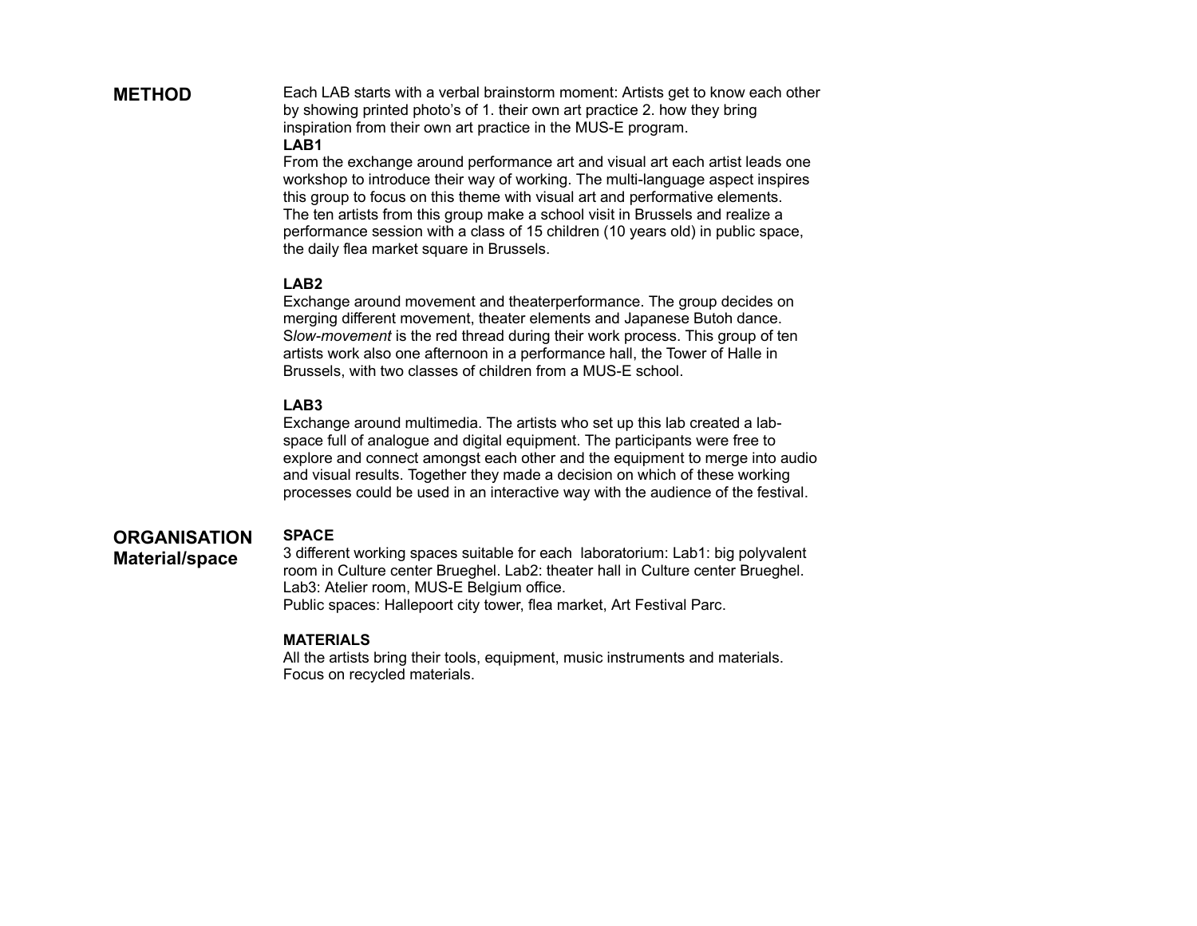## METHOD

Each LAB starts with a verbal brainstorm moment: Artists get to know each other by showing printed photo's of 1. their own art practice 2. how they bring inspiration from their own art practice in the MUS-E program.

**LAB1**

From the exchange around performance art and visual art each artist leads one workshop to introduce their way of working. The multi-language aspect inspires this group to focus on this theme with visual art and performative elements. The ten artists from this group make a school visit in Brussels and realize a performance session with a class of 15 children (10 years old) in public space, the daily flea market square in Brussels.

**LAB2**

Exchange around movement and theaterperformance. The group decides on merging different movement, theater elements and Japanese Butoh dance. S*low-movement* is the red thread during their work process. This group of ten artists work also one afternoon in a performance hall, the Tower of Halle in Brussels, with two classes of children from a MUS-E school.

**LAB3**

Exchange around multimedia. The artists who set up this lab created a lab-space full of analogue and digital equipment. The participants were free to explore and connect amongst each other and the equipment to merge into audio and visual results. Together they made a decision on which of these working processes could be used in an interactive way with the audience of the festival.

## ORGANISATION Material/space

**SPACE**

3 different working spaces suitable for each laboratorium: Lab1: big polyvalent room in Culture center Brueghel. Lab2: theater hall in Culture center Brueghel. Lab3: Atelier room, MUS-E Belgium office.
Public spaces: Hallepoort city tower, flea market, Art Festival Parc.

**MATERIALS**

All the artists bring their tools, equipment, music instruments and materials. Focus on recycled materials.